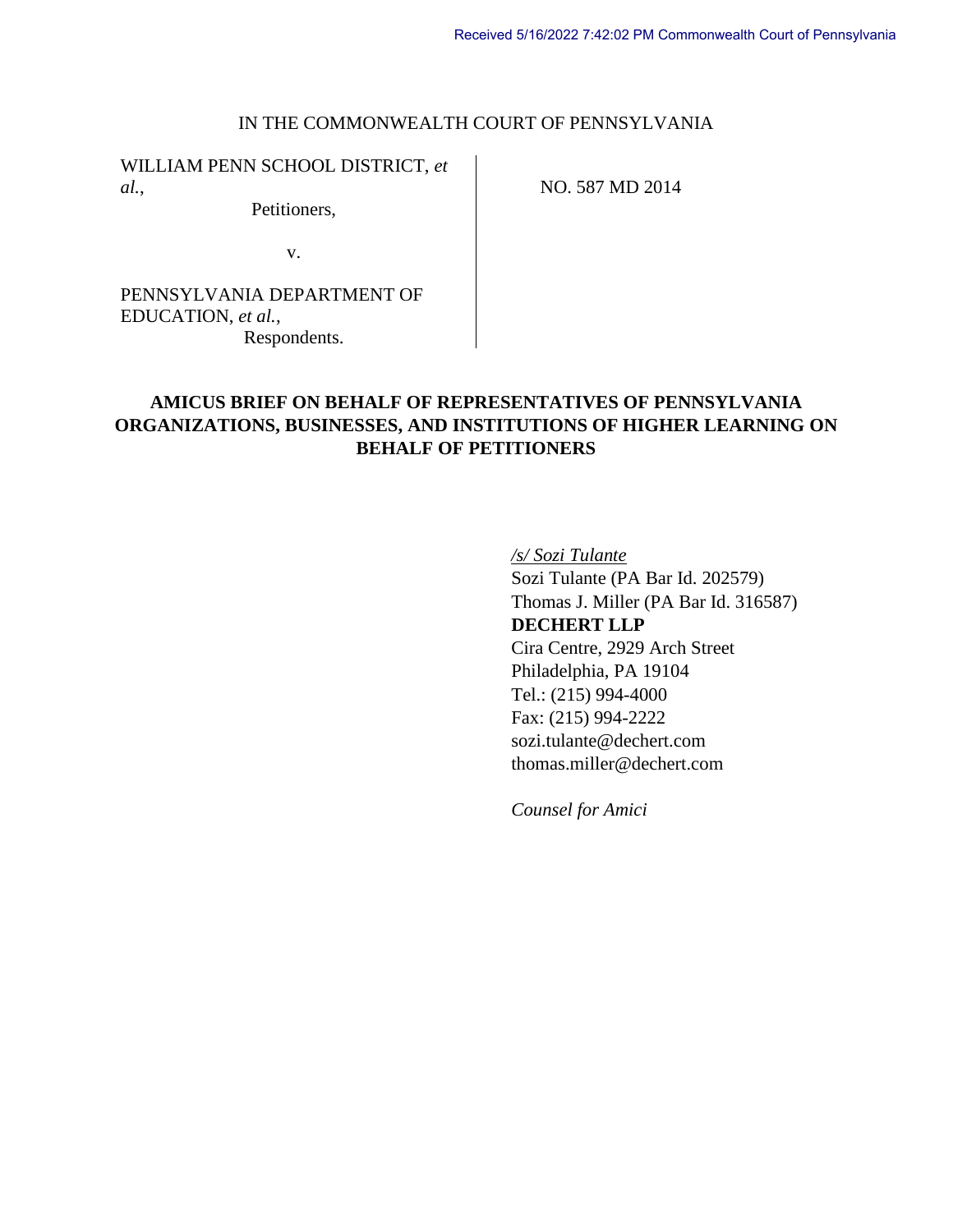Received 5/16/2022 7:42:02 PM Commonwealth Court of Pennsylvania

IN THE COMMONWEALTH COURT OF PENNSYLVANIA

WILLIAM PENN SCHOOL DISTRICT, *et al.*,
Petitioners,

v.

PENNSYLVANIA DEPARTMENT OF EDUCATION, *et al.*,
Respondents.

NO. 587 MD 2014

**AMICUS BRIEF ON BEHALF OF REPRESENTATIVES OF PENNSYLVANIA ORGANIZATIONS, BUSINESSES, AND INSTITUTIONS OF HIGHER LEARNING ON BEHALF OF PETITIONERS**

*/s/ Sozi Tulante*
Sozi Tulante (PA Bar Id. 202579)
Thomas J. Miller (PA Bar Id. 316587)
**DECHERT LLP**
Cira Centre, 2929 Arch Street
Philadelphia, PA 19104
Tel.: (215) 994-4000
Fax: (215) 994-2222
sozi.tulante@dechert.com
thomas.miller@dechert.com

*Counsel for Amici*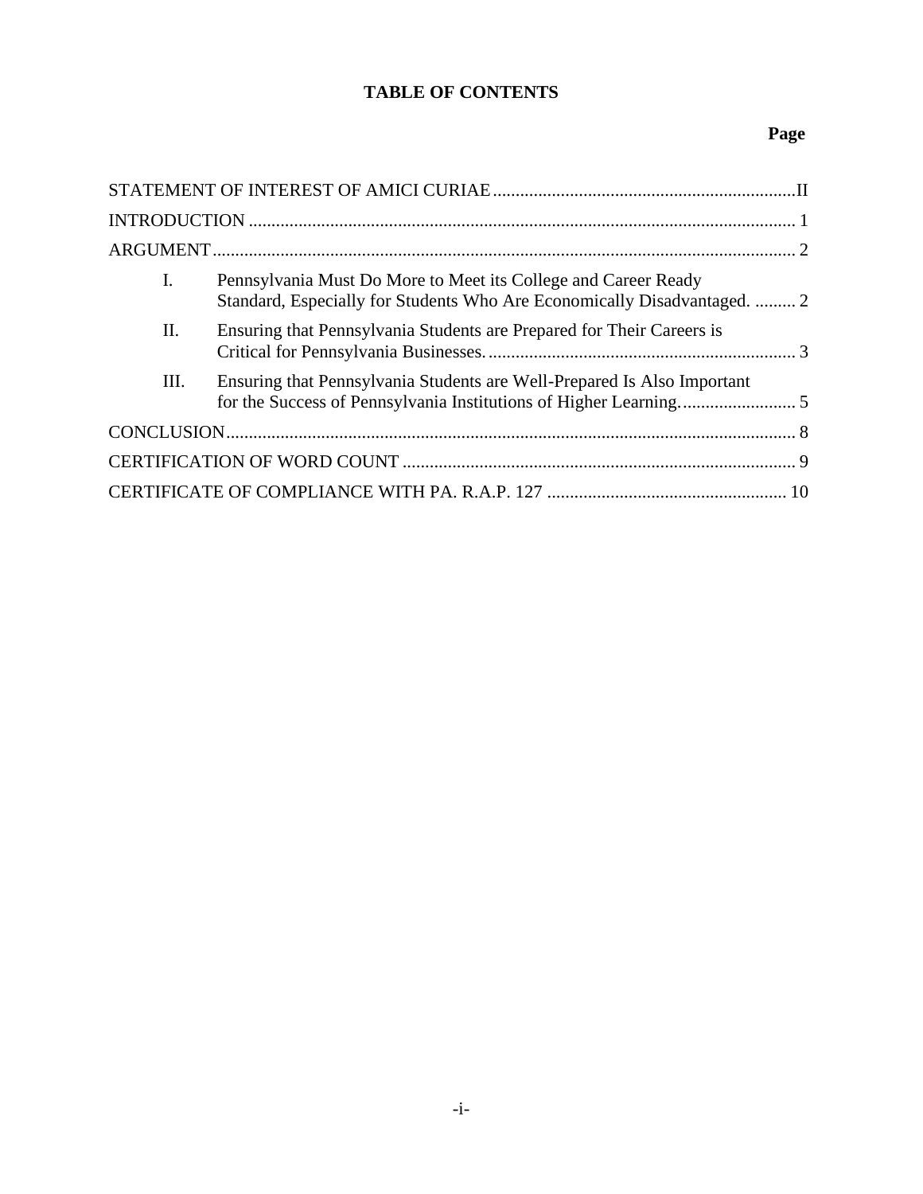## TABLE OF CONTENTS

| | Page |
|---|---|
| STATEMENT OF INTEREST OF AMICI CURIAE | II |
| INTRODUCTION | 1 |
| ARGUMENT | 2 |
| I. Pennsylvania Must Do More to Meet its College and Career Ready Standard, Especially for Students Who Are Economically Disadvantaged. | 2 |
| II. Ensuring that Pennsylvania Students are Prepared for Their Careers is Critical for Pennsylvania Businesses. | 3 |
| III. Ensuring that Pennsylvania Students are Well-Prepared Is Also Important for the Success of Pennsylvania Institutions of Higher Learning. | 5 |
| CONCLUSION | 8 |
| CERTIFICATION OF WORD COUNT | 9 |
| CERTIFICATE OF COMPLIANCE WITH PA. R.A.P. 127 | 10 |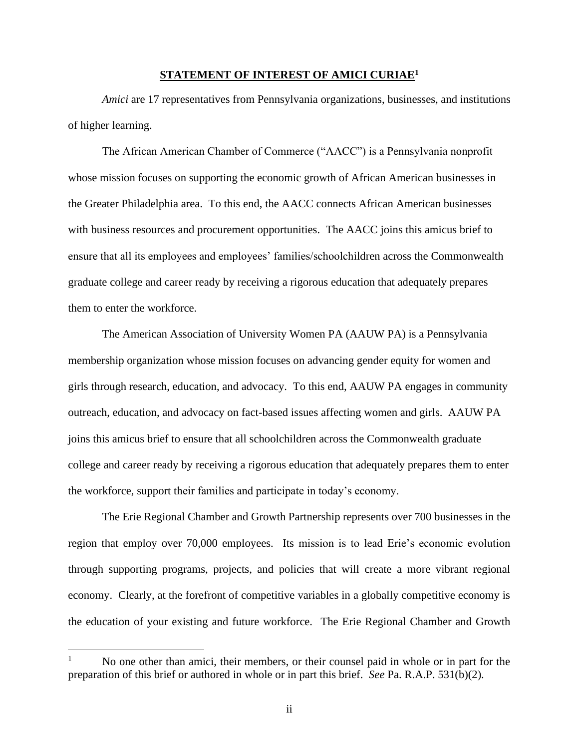## STATEMENT OF INTEREST OF AMICI CURIAE[1]

*Amici* are 17 representatives from Pennsylvania organizations, businesses, and institutions of higher learning.

The African American Chamber of Commerce ("AACC") is a Pennsylvania nonprofit whose mission focuses on supporting the economic growth of African American businesses in the Greater Philadelphia area. To this end, the AACC connects African American businesses with business resources and procurement opportunities. The AACC joins this amicus brief to ensure that all its employees and employees' families/schoolchildren across the Commonwealth graduate college and career ready by receiving a rigorous education that adequately prepares them to enter the workforce.

The American Association of University Women PA (AAUW PA) is a Pennsylvania membership organization whose mission focuses on advancing gender equity for women and girls through research, education, and advocacy. To this end, AAUW PA engages in community outreach, education, and advocacy on fact-based issues affecting women and girls. AAUW PA joins this amicus brief to ensure that all schoolchildren across the Commonwealth graduate college and career ready by receiving a rigorous education that adequately prepares them to enter the workforce, support their families and participate in today's economy.

The Erie Regional Chamber and Growth Partnership represents over 700 businesses in the region that employ over 70,000 employees. Its mission is to lead Erie's economic evolution through supporting programs, projects, and policies that will create a more vibrant regional economy. Clearly, at the forefront of competitive variables in a globally competitive economy is the education of your existing and future workforce. The Erie Regional Chamber and Growth

---

[1] No one other than amici, their members, or their counsel paid in whole or in part for the preparation of this brief or authored in whole or in part this brief. *See* Pa. R.A.P. 531(b)(2).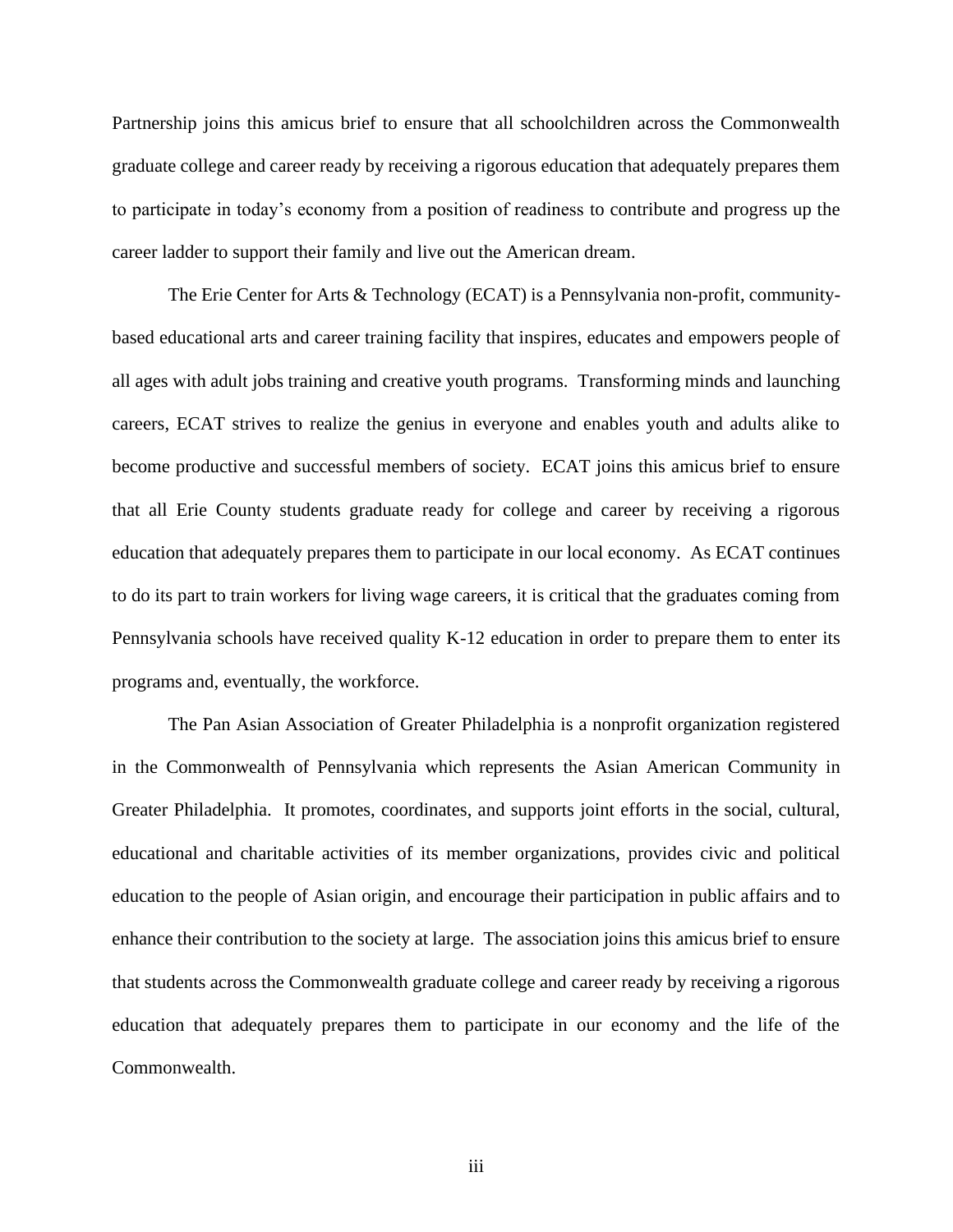Partnership joins this amicus brief to ensure that all schoolchildren across the Commonwealth graduate college and career ready by receiving a rigorous education that adequately prepares them to participate in today's economy from a position of readiness to contribute and progress up the career ladder to support their family and live out the American dream.

The Erie Center for Arts & Technology (ECAT) is a Pennsylvania non-profit, community-based educational arts and career training facility that inspires, educates and empowers people of all ages with adult jobs training and creative youth programs. Transforming minds and launching careers, ECAT strives to realize the genius in everyone and enables youth and adults alike to become productive and successful members of society. ECAT joins this amicus brief to ensure that all Erie County students graduate ready for college and career by receiving a rigorous education that adequately prepares them to participate in our local economy. As ECAT continues to do its part to train workers for living wage careers, it is critical that the graduates coming from Pennsylvania schools have received quality K-12 education in order to prepare them to enter its programs and, eventually, the workforce.

The Pan Asian Association of Greater Philadelphia is a nonprofit organization registered in the Commonwealth of Pennsylvania which represents the Asian American Community in Greater Philadelphia. It promotes, coordinates, and supports joint efforts in the social, cultural, educational and charitable activities of its member organizations, provides civic and political education to the people of Asian origin, and encourage their participation in public affairs and to enhance their contribution to the society at large. The association joins this amicus brief to ensure that students across the Commonwealth graduate college and career ready by receiving a rigorous education that adequately prepares them to participate in our economy and the life of the Commonwealth.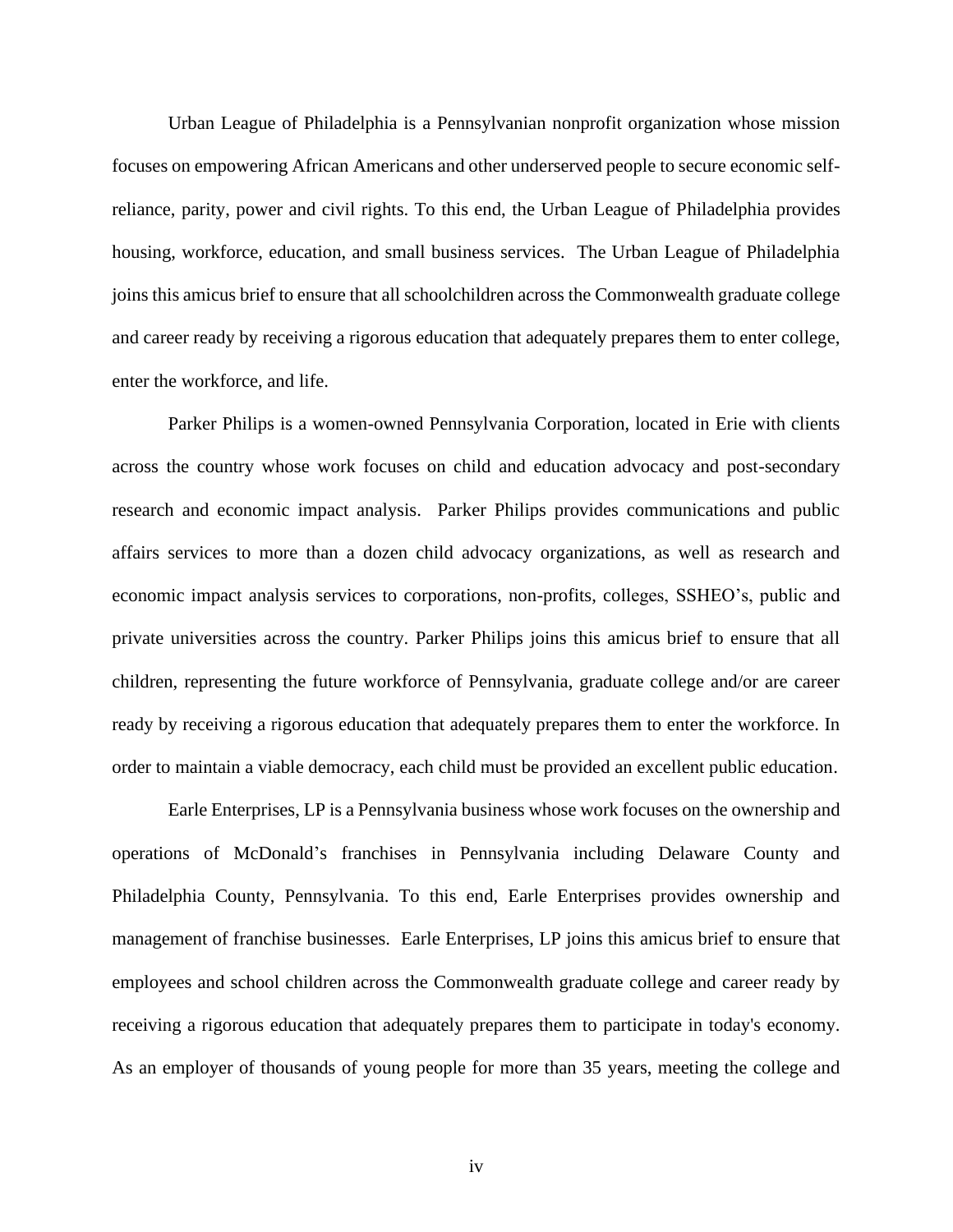Urban League of Philadelphia is a Pennsylvanian nonprofit organization whose mission focuses on empowering African Americans and other underserved people to secure economic self-reliance, parity, power and civil rights. To this end, the Urban League of Philadelphia provides housing, workforce, education, and small business services. The Urban League of Philadelphia joins this amicus brief to ensure that all schoolchildren across the Commonwealth graduate college and career ready by receiving a rigorous education that adequately prepares them to enter college, enter the workforce, and life.

Parker Philips is a women-owned Pennsylvania Corporation, located in Erie with clients across the country whose work focuses on child and education advocacy and post-secondary research and economic impact analysis. Parker Philips provides communications and public affairs services to more than a dozen child advocacy organizations, as well as research and economic impact analysis services to corporations, non-profits, colleges, SSHEO's, public and private universities across the country. Parker Philips joins this amicus brief to ensure that all children, representing the future workforce of Pennsylvania, graduate college and/or are career ready by receiving a rigorous education that adequately prepares them to enter the workforce. In order to maintain a viable democracy, each child must be provided an excellent public education.

Earle Enterprises, LP is a Pennsylvania business whose work focuses on the ownership and operations of McDonald's franchises in Pennsylvania including Delaware County and Philadelphia County, Pennsylvania. To this end, Earle Enterprises provides ownership and management of franchise businesses. Earle Enterprises, LP joins this amicus brief to ensure that employees and school children across the Commonwealth graduate college and career ready by receiving a rigorous education that adequately prepares them to participate in today's economy. As an employer of thousands of young people for more than 35 years, meeting the college and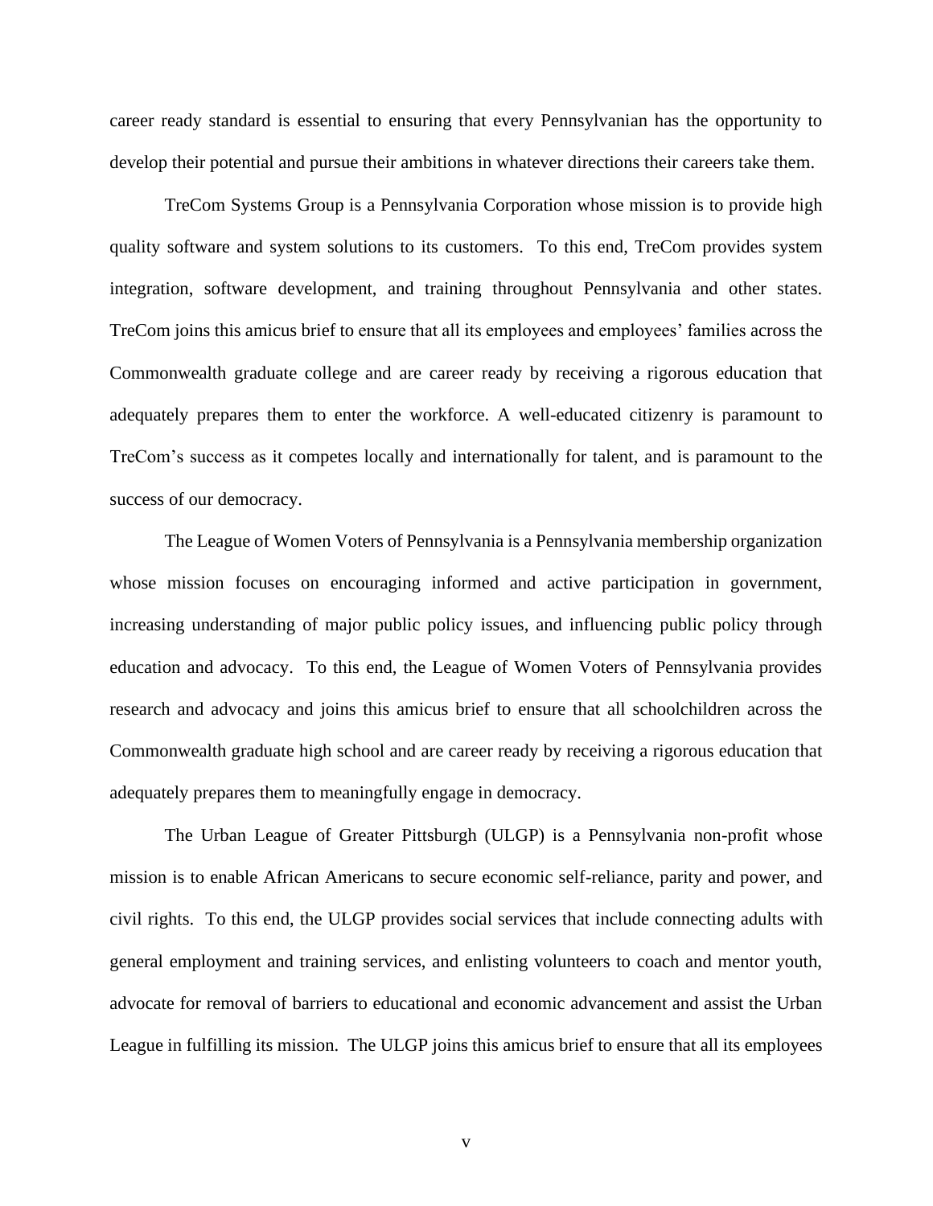career ready standard is essential to ensuring that every Pennsylvanian has the opportunity to develop their potential and pursue their ambitions in whatever directions their careers take them.

TreCom Systems Group is a Pennsylvania Corporation whose mission is to provide high quality software and system solutions to its customers. To this end, TreCom provides system integration, software development, and training throughout Pennsylvania and other states. TreCom joins this amicus brief to ensure that all its employees and employees' families across the Commonwealth graduate college and are career ready by receiving a rigorous education that adequately prepares them to enter the workforce. A well-educated citizenry is paramount to TreCom's success as it competes locally and internationally for talent, and is paramount to the success of our democracy.

The League of Women Voters of Pennsylvania is a Pennsylvania membership organization whose mission focuses on encouraging informed and active participation in government, increasing understanding of major public policy issues, and influencing public policy through education and advocacy. To this end, the League of Women Voters of Pennsylvania provides research and advocacy and joins this amicus brief to ensure that all schoolchildren across the Commonwealth graduate high school and are career ready by receiving a rigorous education that adequately prepares them to meaningfully engage in democracy.

The Urban League of Greater Pittsburgh (ULGP) is a Pennsylvania non-profit whose mission is to enable African Americans to secure economic self-reliance, parity and power, and civil rights. To this end, the ULGP provides social services that include connecting adults with general employment and training services, and enlisting volunteers to coach and mentor youth, advocate for removal of barriers to educational and economic advancement and assist the Urban League in fulfilling its mission. The ULGP joins this amicus brief to ensure that all its employees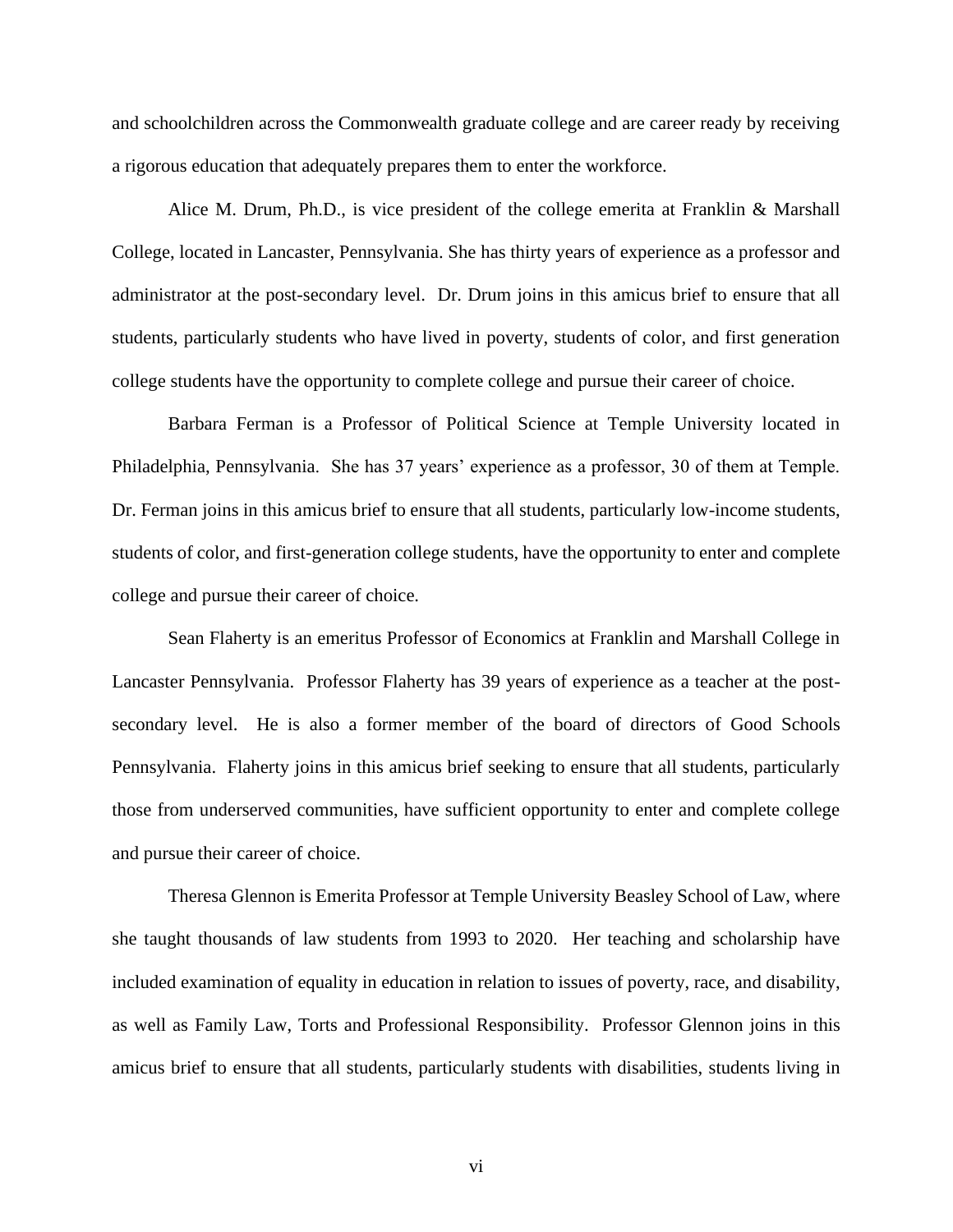and schoolchildren across the Commonwealth graduate college and are career ready by receiving a rigorous education that adequately prepares them to enter the workforce.

Alice M. Drum, Ph.D., is vice president of the college emerita at Franklin & Marshall College, located in Lancaster, Pennsylvania. She has thirty years of experience as a professor and administrator at the post-secondary level. Dr. Drum joins in this amicus brief to ensure that all students, particularly students who have lived in poverty, students of color, and first generation college students have the opportunity to complete college and pursue their career of choice.

Barbara Ferman is a Professor of Political Science at Temple University located in Philadelphia, Pennsylvania. She has 37 years' experience as a professor, 30 of them at Temple. Dr. Ferman joins in this amicus brief to ensure that all students, particularly low-income students, students of color, and first-generation college students, have the opportunity to enter and complete college and pursue their career of choice.

Sean Flaherty is an emeritus Professor of Economics at Franklin and Marshall College in Lancaster Pennsylvania. Professor Flaherty has 39 years of experience as a teacher at the post-secondary level. He is also a former member of the board of directors of Good Schools Pennsylvania. Flaherty joins in this amicus brief seeking to ensure that all students, particularly those from underserved communities, have sufficient opportunity to enter and complete college and pursue their career of choice.

Theresa Glennon is Emerita Professor at Temple University Beasley School of Law, where she taught thousands of law students from 1993 to 2020. Her teaching and scholarship have included examination of equality in education in relation to issues of poverty, race, and disability, as well as Family Law, Torts and Professional Responsibility. Professor Glennon joins in this amicus brief to ensure that all students, particularly students with disabilities, students living in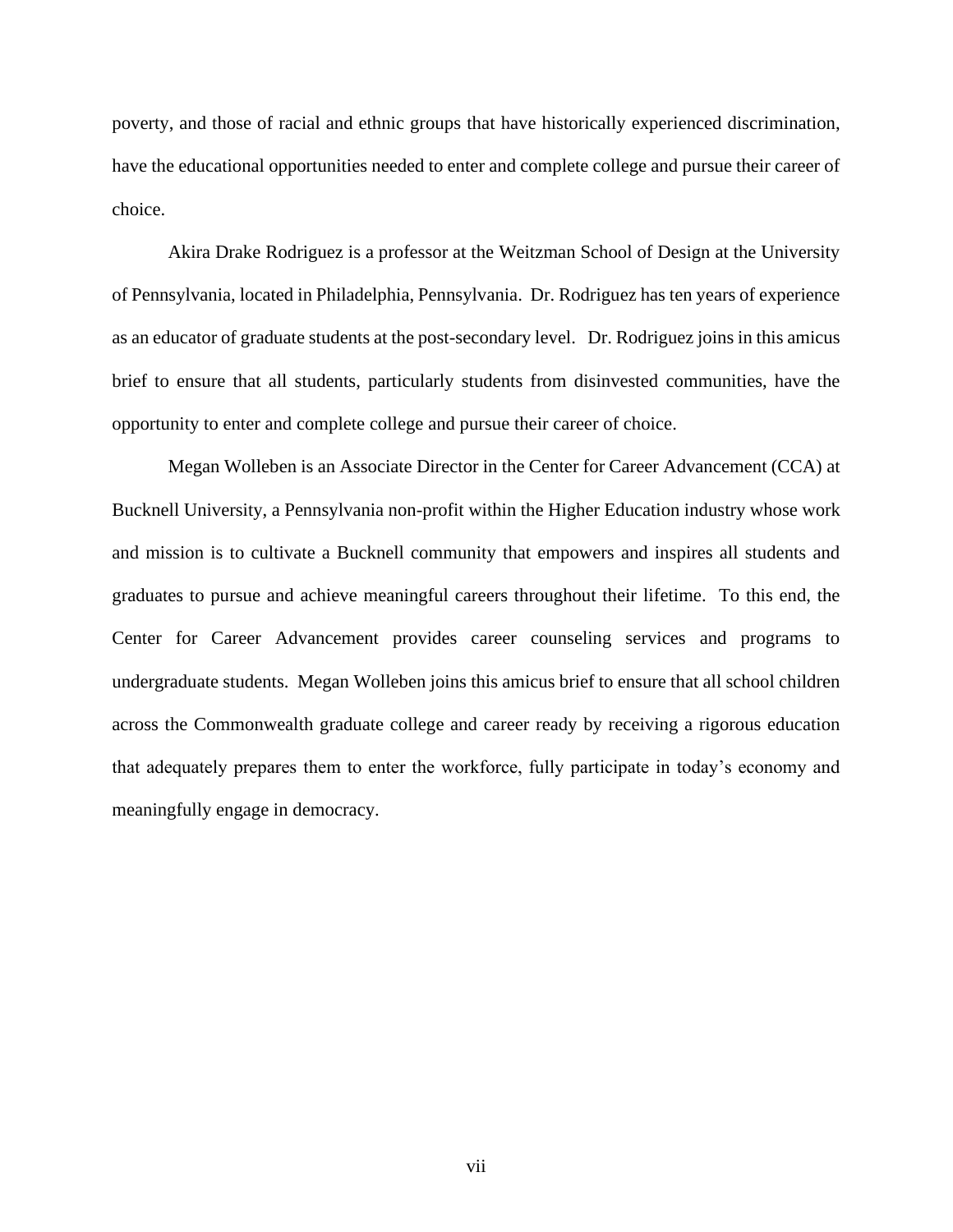poverty, and those of racial and ethnic groups that have historically experienced discrimination, have the educational opportunities needed to enter and complete college and pursue their career of choice.

Akira Drake Rodriguez is a professor at the Weitzman School of Design at the University of Pennsylvania, located in Philadelphia, Pennsylvania. Dr. Rodriguez has ten years of experience as an educator of graduate students at the post-secondary level. Dr. Rodriguez joins in this amicus brief to ensure that all students, particularly students from disinvested communities, have the opportunity to enter and complete college and pursue their career of choice.

Megan Wolleben is an Associate Director in the Center for Career Advancement (CCA) at Bucknell University, a Pennsylvania non-profit within the Higher Education industry whose work and mission is to cultivate a Bucknell community that empowers and inspires all students and graduates to pursue and achieve meaningful careers throughout their lifetime. To this end, the Center for Career Advancement provides career counseling services and programs to undergraduate students. Megan Wolleben joins this amicus brief to ensure that all school children across the Commonwealth graduate college and career ready by receiving a rigorous education that adequately prepares them to enter the workforce, fully participate in today's economy and meaningfully engage in democracy.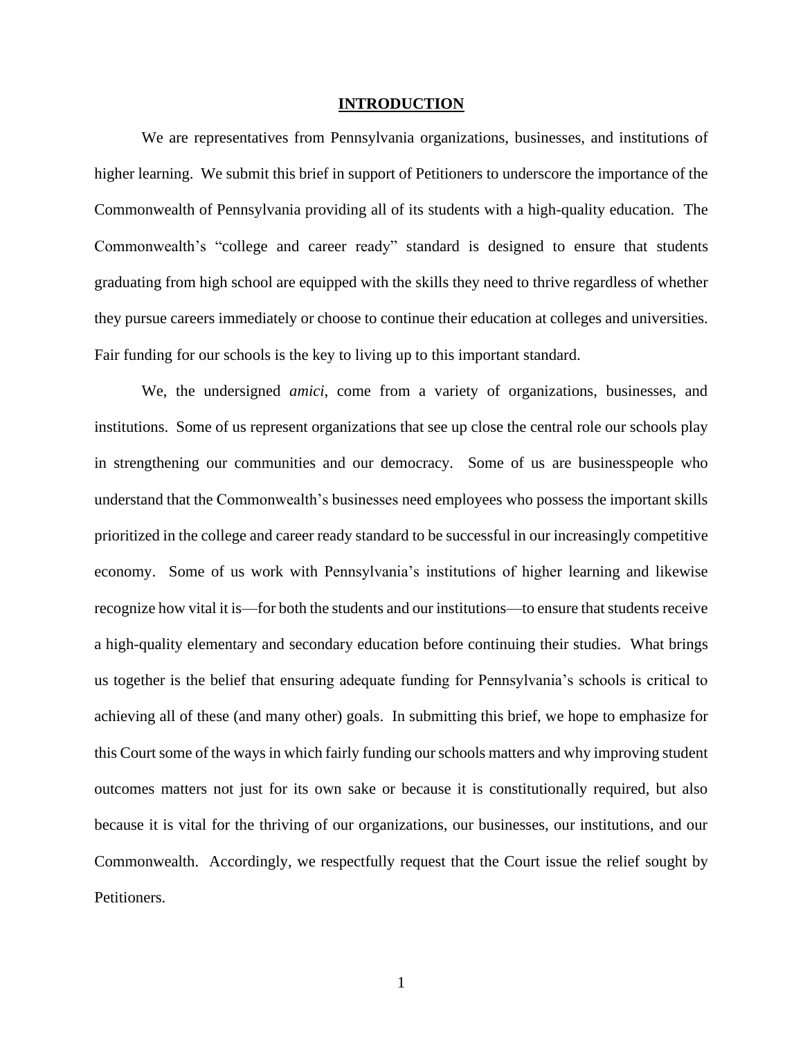# **INTRODUCTION**

We are representatives from Pennsylvania organizations, businesses, and institutions of higher learning. We submit this brief in support of Petitioners to underscore the importance of the Commonwealth of Pennsylvania providing all of its students with a high-quality education. The Commonwealth's "college and career ready" standard is designed to ensure that students graduating from high school are equipped with the skills they need to thrive regardless of whether they pursue careers immediately or choose to continue their education at colleges and universities. Fair funding for our schools is the key to living up to this important standard.

We, the undersigned *amici*, come from a variety of organizations, businesses, and institutions. Some of us represent organizations that see up close the central role our schools play in strengthening our communities and our democracy. Some of us are businesspeople who understand that the Commonwealth's businesses need employees who possess the important skills prioritized in the college and career ready standard to be successful in our increasingly competitive economy. Some of us work with Pennsylvania's institutions of higher learning and likewise recognize how vital it is—for both the students and our institutions—to ensure that students receive a high-quality elementary and secondary education before continuing their studies. What brings us together is the belief that ensuring adequate funding for Pennsylvania's schools is critical to achieving all of these (and many other) goals. In submitting this brief, we hope to emphasize for this Court some of the ways in which fairly funding our schools matters and why improving student outcomes matters not just for its own sake or because it is constitutionally required, but also because it is vital for the thriving of our organizations, our businesses, our institutions, and our Commonwealth. Accordingly, we respectfully request that the Court issue the relief sought by Petitioners.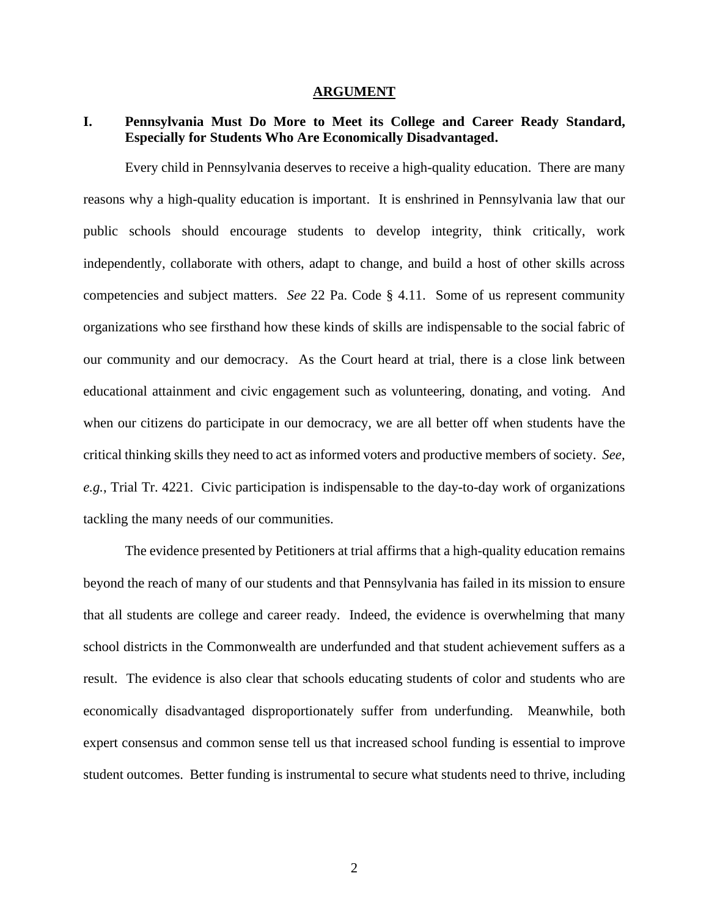# ARGUMENT

## I. Pennsylvania Must Do More to Meet its College and Career Ready Standard, Especially for Students Who Are Economically Disadvantaged.

Every child in Pennsylvania deserves to receive a high-quality education. There are many reasons why a high-quality education is important. It is enshrined in Pennsylvania law that our public schools should encourage students to develop integrity, think critically, work independently, collaborate with others, adapt to change, and build a host of other skills across competencies and subject matters. *See* 22 Pa. Code § 4.11. Some of us represent community organizations who see firsthand how these kinds of skills are indispensable to the social fabric of our community and our democracy. As the Court heard at trial, there is a close link between educational attainment and civic engagement such as volunteering, donating, and voting. And when our citizens do participate in our democracy, we are all better off when students have the critical thinking skills they need to act as informed voters and productive members of society. *See, e.g.*, Trial Tr. 4221. Civic participation is indispensable to the day-to-day work of organizations tackling the many needs of our communities.

The evidence presented by Petitioners at trial affirms that a high-quality education remains beyond the reach of many of our students and that Pennsylvania has failed in its mission to ensure that all students are college and career ready. Indeed, the evidence is overwhelming that many school districts in the Commonwealth are underfunded and that student achievement suffers as a result. The evidence is also clear that schools educating students of color and students who are economically disadvantaged disproportionately suffer from underfunding. Meanwhile, both expert consensus and common sense tell us that increased school funding is essential to improve student outcomes. Better funding is instrumental to secure what students need to thrive, including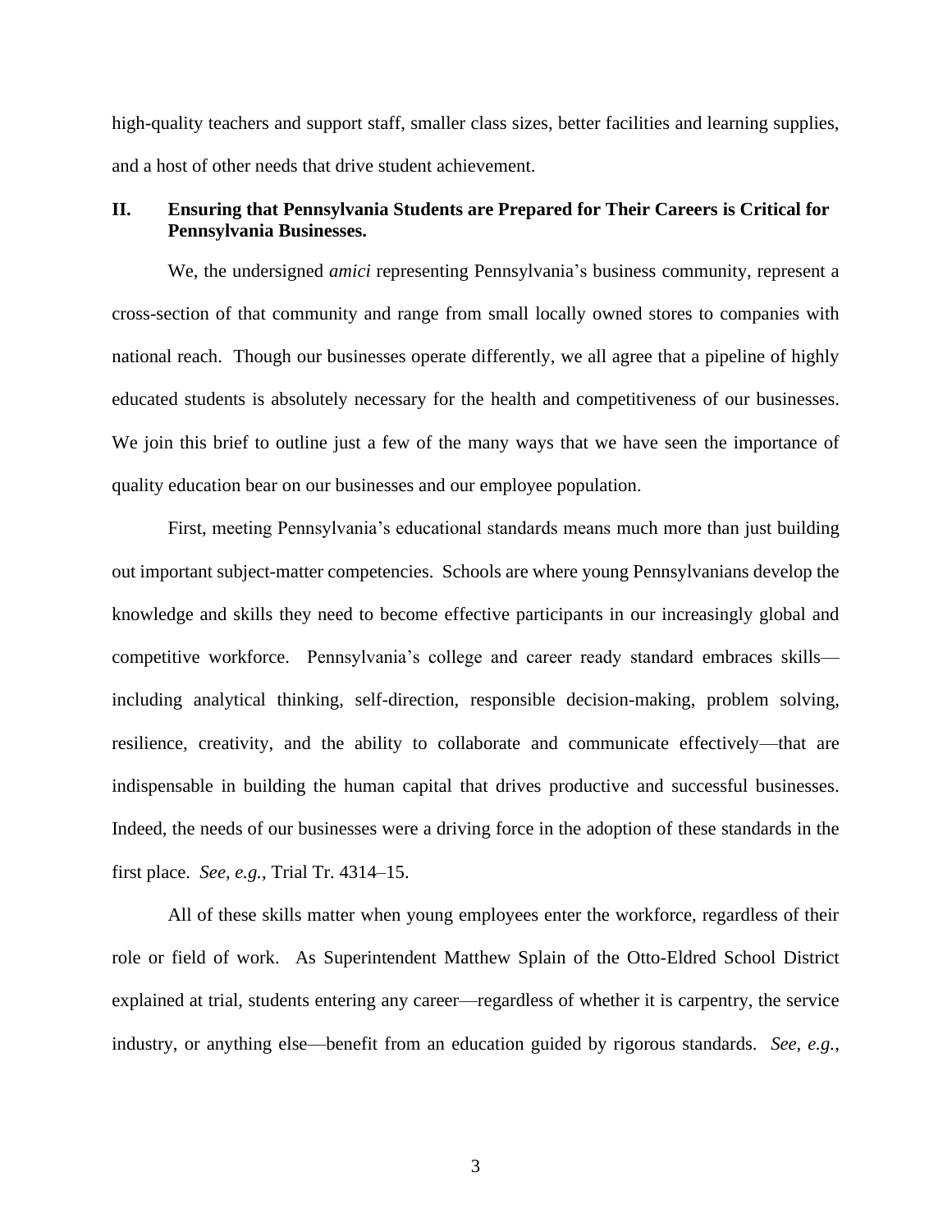high-quality teachers and support staff, smaller class sizes, better facilities and learning supplies, and a host of other needs that drive student achievement.

## II. Ensuring that Pennsylvania Students are Prepared for Their Careers is Critical for Pennsylvania Businesses.

We, the undersigned *amici* representing Pennsylvania's business community, represent a cross-section of that community and range from small locally owned stores to companies with national reach. Though our businesses operate differently, we all agree that a pipeline of highly educated students is absolutely necessary for the health and competitiveness of our businesses. We join this brief to outline just a few of the many ways that we have seen the importance of quality education bear on our businesses and our employee population.

First, meeting Pennsylvania's educational standards means much more than just building out important subject-matter competencies. Schools are where young Pennsylvanians develop the knowledge and skills they need to become effective participants in our increasingly global and competitive workforce. Pennsylvania's college and career ready standard embraces skills—including analytical thinking, self-direction, responsible decision-making, problem solving, resilience, creativity, and the ability to collaborate and communicate effectively—that are indispensable in building the human capital that drives productive and successful businesses. Indeed, the needs of our businesses were a driving force in the adoption of these standards in the first place. *See, e.g.*, Trial Tr. 4314–15.

All of these skills matter when young employees enter the workforce, regardless of their role or field of work. As Superintendent Matthew Splain of the Otto-Eldred School District explained at trial, students entering any career—regardless of whether it is carpentry, the service industry, or anything else—benefit from an education guided by rigorous standards. *See, e.g.*,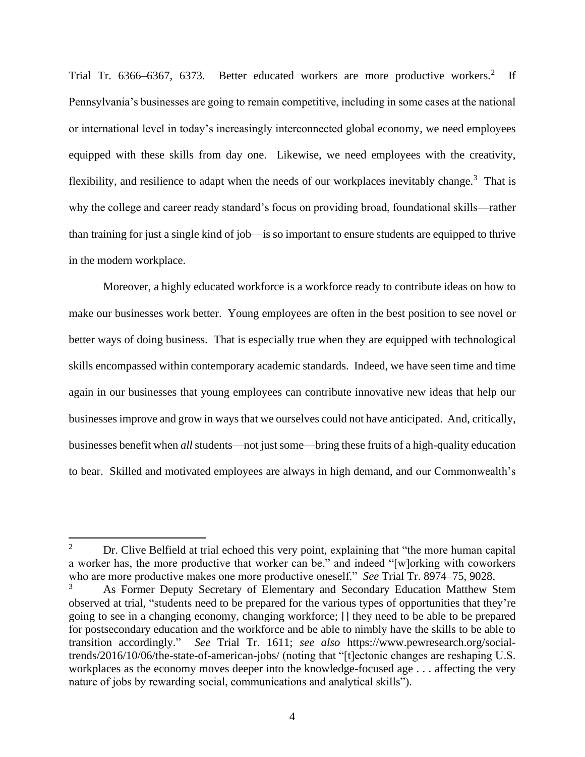Trial Tr. 6366–6367, 6373. Better educated workers are more productive workers.[2] If Pennsylvania's businesses are going to remain competitive, including in some cases at the national or international level in today's increasingly interconnected global economy, we need employees equipped with these skills from day one. Likewise, we need employees with the creativity, flexibility, and resilience to adapt when the needs of our workplaces inevitably change.[3] That is why the college and career ready standard's focus on providing broad, foundational skills—rather than training for just a single kind of job—is so important to ensure students are equipped to thrive in the modern workplace.

Moreover, a highly educated workforce is a workforce ready to contribute ideas on how to make our businesses work better. Young employees are often in the best position to see novel or better ways of doing business. That is especially true when they are equipped with technological skills encompassed within contemporary academic standards. Indeed, we have seen time and time again in our businesses that young employees can contribute innovative new ideas that help our businesses improve and grow in ways that we ourselves could not have anticipated. And, critically, businesses benefit when *all* students—not just some—bring these fruits of a high-quality education to bear. Skilled and motivated employees are always in high demand, and our Commonwealth's

---

[2] Dr. Clive Belfield at trial echoed this very point, explaining that "the more human capital a worker has, the more productive that worker can be," and indeed "[w]orking with coworkers who are more productive makes one more productive oneself." *See* Trial Tr. 8974–75, 9028.

[3] As Former Deputy Secretary of Elementary and Secondary Education Matthew Stem observed at trial, "students need to be prepared for the various types of opportunities that they're going to see in a changing economy, changing workforce; [] they need to be able to be prepared for postsecondary education and the workforce and be able to nimbly have the skills to be able to transition accordingly." *See* Trial Tr. 1611; *see also* https://www.pewresearch.org/social-trends/2016/10/06/the-state-of-american-jobs/ (noting that "[t]ectonic changes are reshaping U.S. workplaces as the economy moves deeper into the knowledge-focused age . . . affecting the very nature of jobs by rewarding social, communications and analytical skills").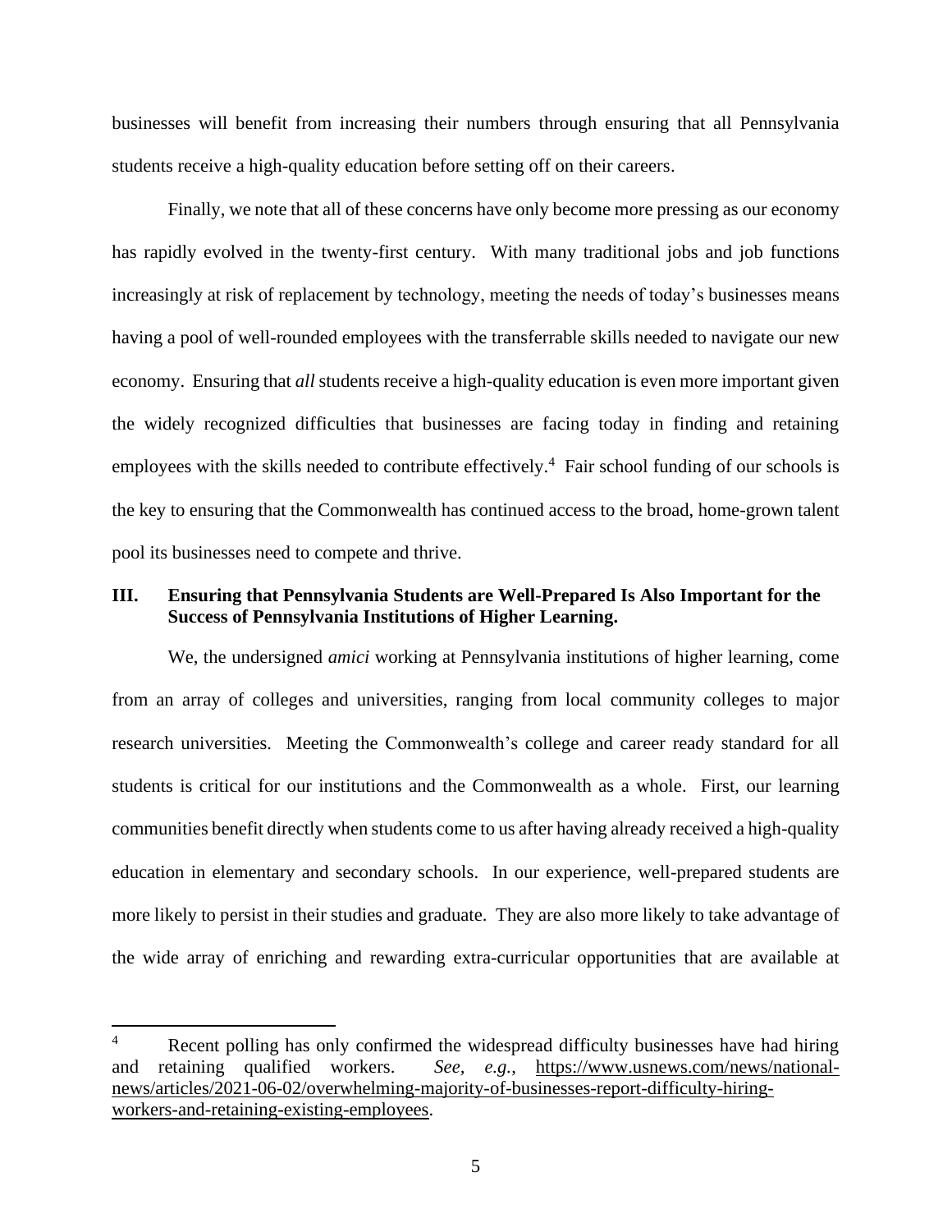businesses will benefit from increasing their numbers through ensuring that all Pennsylvania students receive a high-quality education before setting off on their careers.

Finally, we note that all of these concerns have only become more pressing as our economy has rapidly evolved in the twenty-first century. With many traditional jobs and job functions increasingly at risk of replacement by technology, meeting the needs of today's businesses means having a pool of well-rounded employees with the transferrable skills needed to navigate our new economy. Ensuring that *all* students receive a high-quality education is even more important given the widely recognized difficulties that businesses are facing today in finding and retaining employees with the skills needed to contribute effectively.[4] Fair school funding of our schools is the key to ensuring that the Commonwealth has continued access to the broad, home-grown talent pool its businesses need to compete and thrive.

## III. Ensuring that Pennsylvania Students are Well-Prepared Is Also Important for the Success of Pennsylvania Institutions of Higher Learning.

We, the undersigned *amici* working at Pennsylvania institutions of higher learning, come from an array of colleges and universities, ranging from local community colleges to major research universities. Meeting the Commonwealth's college and career ready standard for all students is critical for our institutions and the Commonwealth as a whole. First, our learning communities benefit directly when students come to us after having already received a high-quality education in elementary and secondary schools. In our experience, well-prepared students are more likely to persist in their studies and graduate. They are also more likely to take advantage of the wide array of enriching and rewarding extra-curricular opportunities that are available at

---

[4] Recent polling has only confirmed the widespread difficulty businesses have had hiring and retaining qualified workers. *See, e.g.*, https://www.usnews.com/news/national-news/articles/2021-06-02/overwhelming-majority-of-businesses-report-difficulty-hiring-workers-and-retaining-existing-employees.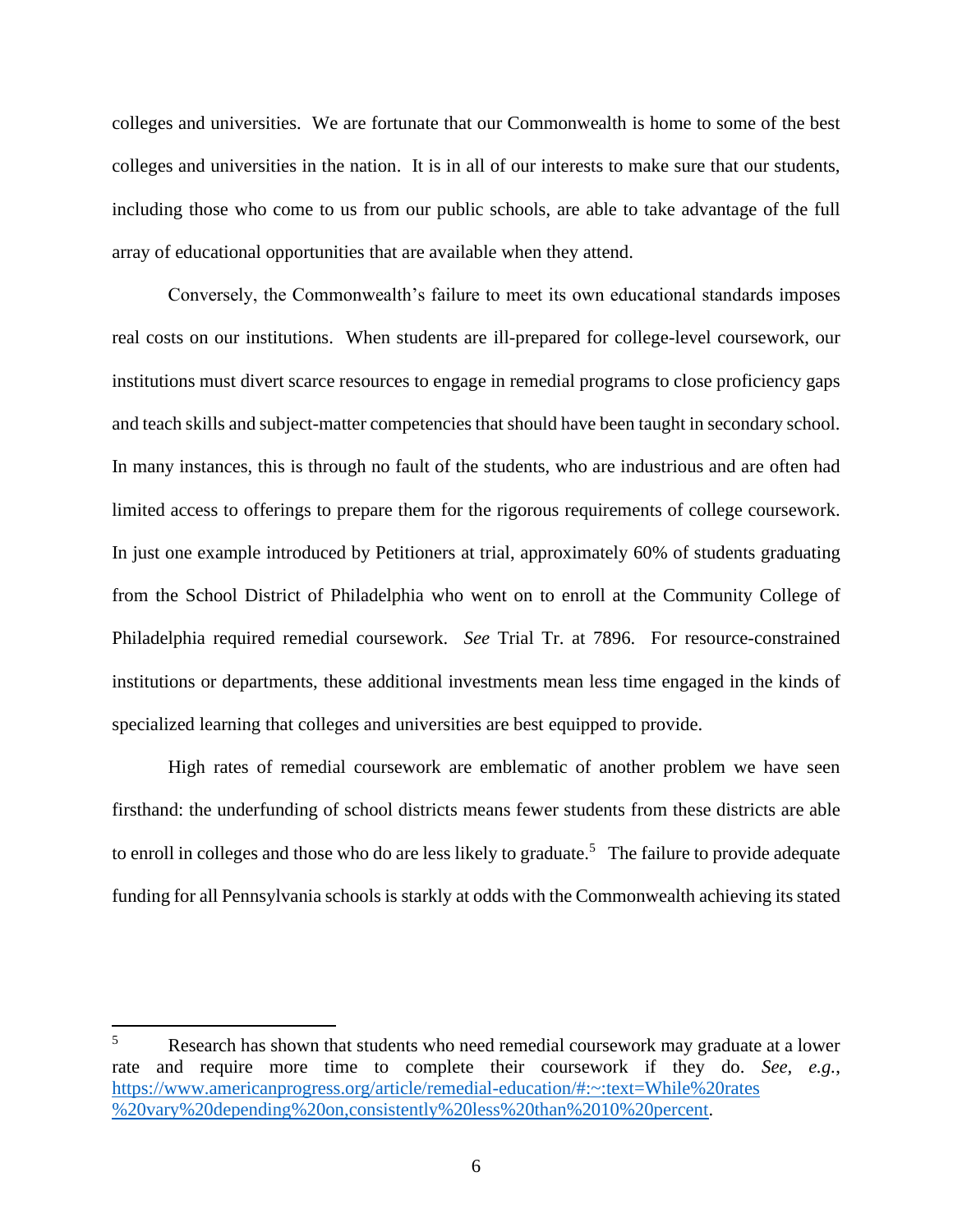colleges and universities. We are fortunate that our Commonwealth is home to some of the best colleges and universities in the nation. It is in all of our interests to make sure that our students, including those who come to us from our public schools, are able to take advantage of the full array of educational opportunities that are available when they attend.

Conversely, the Commonwealth's failure to meet its own educational standards imposes real costs on our institutions. When students are ill-prepared for college-level coursework, our institutions must divert scarce resources to engage in remedial programs to close proficiency gaps and teach skills and subject-matter competencies that should have been taught in secondary school. In many instances, this is through no fault of the students, who are industrious and are often had limited access to offerings to prepare them for the rigorous requirements of college coursework. In just one example introduced by Petitioners at trial, approximately 60% of students graduating from the School District of Philadelphia who went on to enroll at the Community College of Philadelphia required remedial coursework. *See* Trial Tr. at 7896. For resource-constrained institutions or departments, these additional investments mean less time engaged in the kinds of specialized learning that colleges and universities are best equipped to provide.

High rates of remedial coursework are emblematic of another problem we have seen firsthand: the underfunding of school districts means fewer students from these districts are able to enroll in colleges and those who do are less likely to graduate.[5] The failure to provide adequate funding for all Pennsylvania schools is starkly at odds with the Commonwealth achieving its stated

---

[5] Research has shown that students who need remedial coursework may graduate at a lower rate and require more time to complete their coursework if they do. *See, e.g.*, [https://www.americanprogress.org/article/remedial-education/#:~:text=While%20rates%20vary%20depending%20on,consistently%20less%20than%2010%20percent](https://www.americanprogress.org/article/remedial-education/#:~:text=While%20rates%20vary%20depending%20on,consistently%20less%20than%2010%20percent).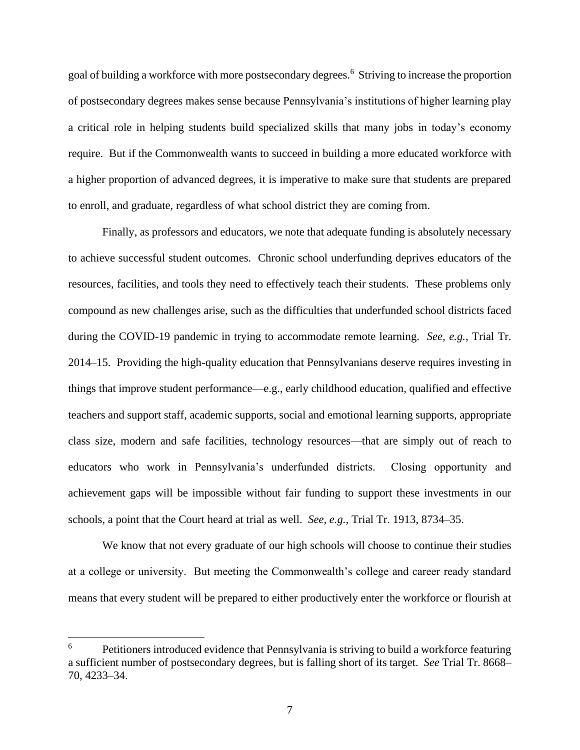goal of building a workforce with more postsecondary degrees.[6] Striving to increase the proportion of postsecondary degrees makes sense because Pennsylvania's institutions of higher learning play a critical role in helping students build specialized skills that many jobs in today's economy require. But if the Commonwealth wants to succeed in building a more educated workforce with a higher proportion of advanced degrees, it is imperative to make sure that students are prepared to enroll, and graduate, regardless of what school district they are coming from.

Finally, as professors and educators, we note that adequate funding is absolutely necessary to achieve successful student outcomes. Chronic school underfunding deprives educators of the resources, facilities, and tools they need to effectively teach their students. These problems only compound as new challenges arise, such as the difficulties that underfunded school districts faced during the COVID-19 pandemic in trying to accommodate remote learning. *See, e.g.*, Trial Tr. 2014–15. Providing the high-quality education that Pennsylvanians deserve requires investing in things that improve student performance—e.g., early childhood education, qualified and effective teachers and support staff, academic supports, social and emotional learning supports, appropriate class size, modern and safe facilities, technology resources—that are simply out of reach to educators who work in Pennsylvania's underfunded districts. Closing opportunity and achievement gaps will be impossible without fair funding to support these investments in our schools, a point that the Court heard at trial as well. *See, e.g.*, Trial Tr. 1913, 8734–35.

We know that not every graduate of our high schools will choose to continue their studies at a college or university. But meeting the Commonwealth's college and career ready standard means that every student will be prepared to either productively enter the workforce or flourish at

[6] Petitioners introduced evidence that Pennsylvania is striving to build a workforce featuring a sufficient number of postsecondary degrees, but is falling short of its target. *See* Trial Tr. 8668–70, 4233–34.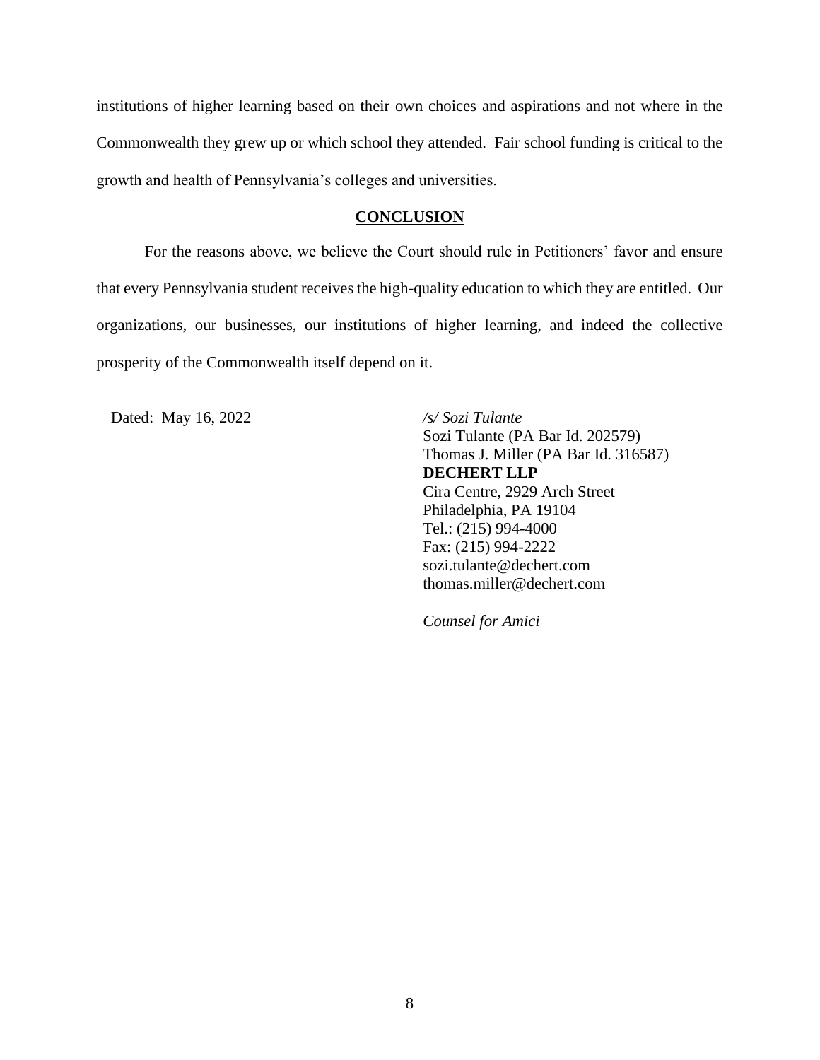institutions of higher learning based on their own choices and aspirations and not where in the Commonwealth they grew up or which school they attended. Fair school funding is critical to the growth and health of Pennsylvania's colleges and universities.

## CONCLUSION

For the reasons above, we believe the Court should rule in Petitioners' favor and ensure that every Pennsylvania student receives the high-quality education to which they are entitled. Our organizations, our businesses, our institutions of higher learning, and indeed the collective prosperity of the Commonwealth itself depend on it.

Dated: May 16, 2022

*/s/ Sozi Tulante*
Sozi Tulante (PA Bar Id. 202579)
Thomas J. Miller (PA Bar Id. 316587)
**DECHERT LLP**
Cira Centre, 2929 Arch Street
Philadelphia, PA 19104
Tel.: (215) 994-4000
Fax: (215) 994-2222
sozi.tulante@dechert.com
thomas.miller@dechert.com

*Counsel for Amici*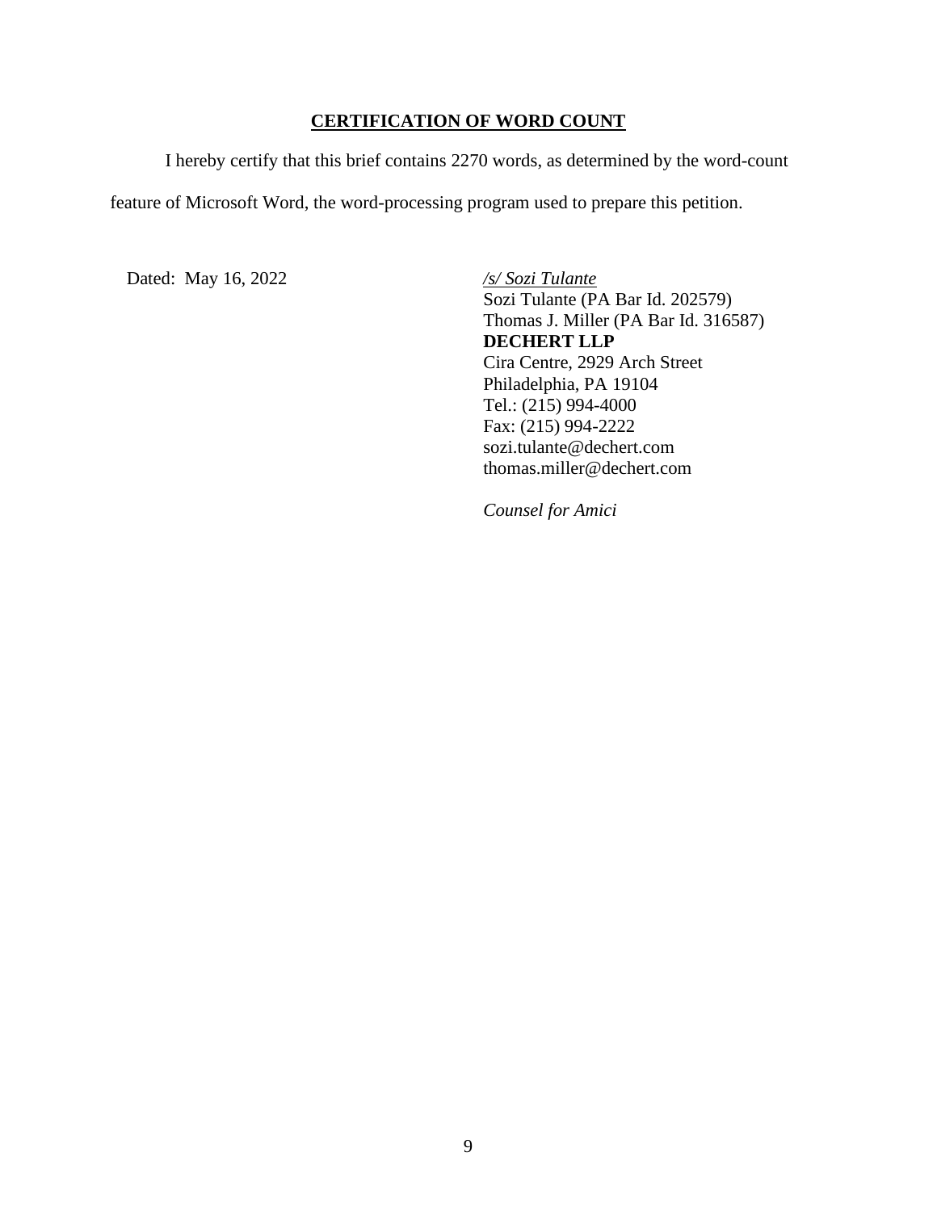## CERTIFICATION OF WORD COUNT

I hereby certify that this brief contains 2270 words, as determined by the word-count feature of Microsoft Word, the word-processing program used to prepare this petition.

Dated: May 16, 2022

*/s/ Sozi Tulante*
Sozi Tulante (PA Bar Id. 202579)
Thomas J. Miller (PA Bar Id. 316587)
**DECHERT LLP**
Cira Centre, 2929 Arch Street
Philadelphia, PA 19104
Tel.: (215) 994-4000
Fax: (215) 994-2222
sozi.tulante@dechert.com
thomas.miller@dechert.com

*Counsel for Amici*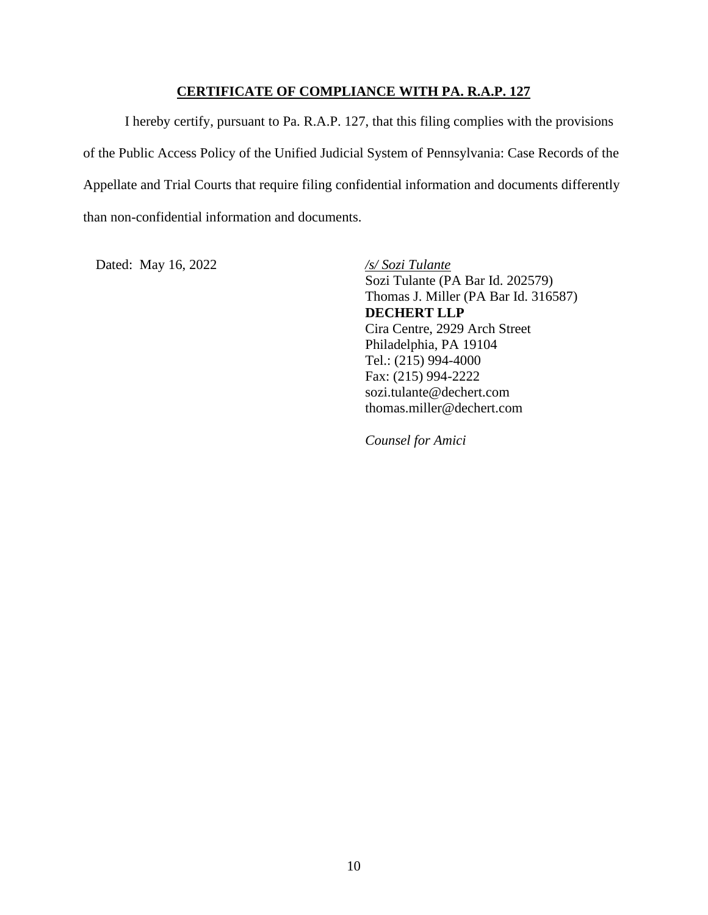**CERTIFICATE OF COMPLIANCE WITH PA. R.A.P. 127**

I hereby certify, pursuant to Pa. R.A.P. 127, that this filing complies with the provisions of the Public Access Policy of the Unified Judicial System of Pennsylvania: Case Records of the Appellate and Trial Courts that require filing confidential information and documents differently than non-confidential information and documents.

Dated: May 16, 2022

*/s/ Sozi Tulante*  
Sozi Tulante (PA Bar Id. 202579)  
Thomas J. Miller (PA Bar Id. 316587)  
**DECHERT LLP**  
Cira Centre, 2929 Arch Street  
Philadelphia, PA 19104  
Tel.: (215) 994-4000  
Fax: (215) 994-2222  
sozi.tulante@dechert.com  
thomas.miller@dechert.com

*Counsel for Amici*